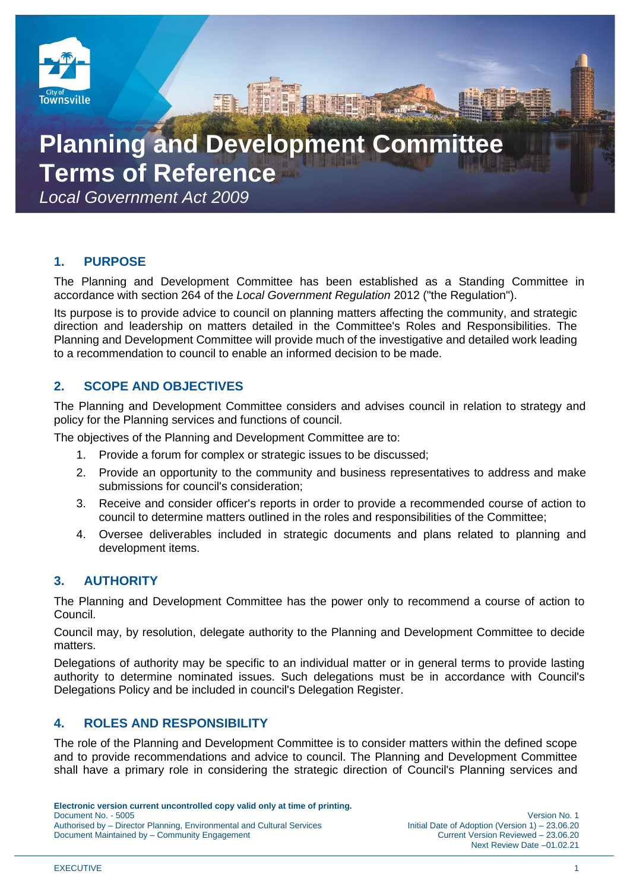# Planning and Development Committee Terms of Reference

*Local Government Act 2009*

## 1. PURPOSE

The Planning and Development Committee has been established as a Standing Committee in accordance with section 264 of the *Local Government Regulation* 2012 ("the Regulation").

Its purpose is to provide advice to council on planning matters affecting the community, and strategic direction and leadership on matters detailed in the Committee's Roles and Responsibilities. The Planning and Development Committee will provide much of the investigative and detailed work leading to a recommendation to council to enable an informed decision to be made.

## 2. SCOPE AND OBJECTIVES

The Planning and Development Committee considers and advises council in relation to strategy and policy for the Planning services and functions of council.

The objectives of the Planning and Development Committee are to:

1. Provide a forum for complex or strategic issues to be discussed;
2. Provide an opportunity to the community and business representatives to address and make submissions for council's consideration;
3. Receive and consider officer's reports in order to provide a recommended course of action to council to determine matters outlined in the roles and responsibilities of the Committee;
4. Oversee deliverables included in strategic documents and plans related to planning and development items.

## 3. AUTHORITY

The Planning and Development Committee has the power only to recommend a course of action to Council.

Council may, by resolution, delegate authority to the Planning and Development Committee to decide matters.

Delegations of authority may be specific to an individual matter or in general terms to provide lasting authority to determine nominated issues. Such delegations must be in accordance with Council's Delegations Policy and be included in council's Delegation Register.

## 4. ROLES AND RESPONSIBILITY

The role of the Planning and Development Committee is to consider matters within the defined scope and to provide recommendations and advice to council. The Planning and Development Committee shall have a primary role in considering the strategic direction of Council's Planning services and

**Electronic version current uncontrolled copy valid only at time of printing.**
Document No. - 5005
Authorised by – Director Planning, Environmental and Cultural Services
Document Maintained by – Community Engagement

Version No. 1
Initial Date of Adoption (Version 1) – 23.06.20
Current Version Reviewed – 23.06.20
Next Review Date –01.02.21

EXECUTIVE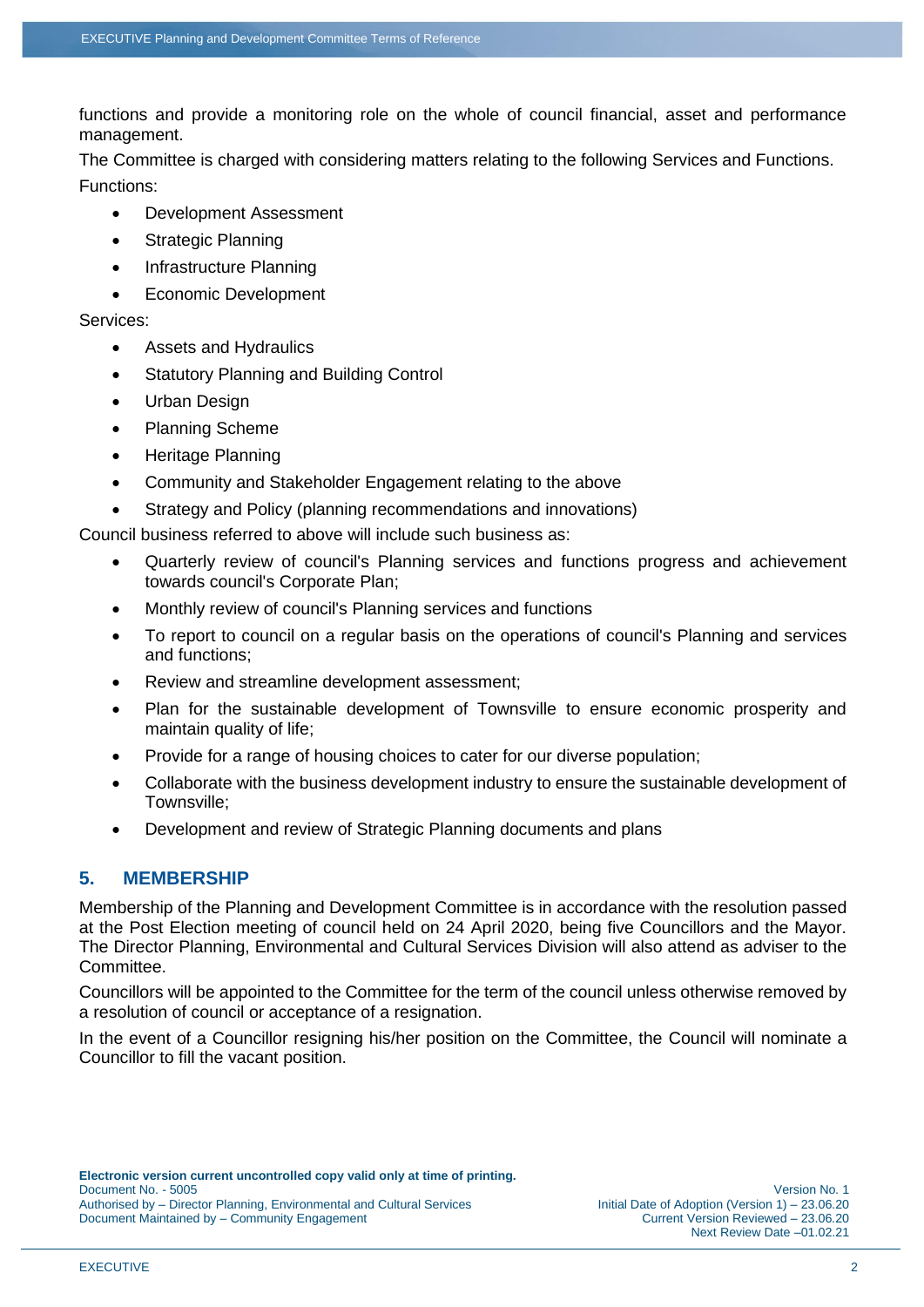functions and provide a monitoring role on the whole of council financial, asset and performance management.

The Committee is charged with considering matters relating to the following Services and Functions.

Functions:

- Development Assessment
- Strategic Planning
- Infrastructure Planning
- Economic Development

Services:

- Assets and Hydraulics
- Statutory Planning and Building Control
- Urban Design
- Planning Scheme
- Heritage Planning
- Community and Stakeholder Engagement relating to the above
- Strategy and Policy (planning recommendations and innovations)

Council business referred to above will include such business as:

- Quarterly review of council's Planning services and functions progress and achievement towards council's Corporate Plan;
- Monthly review of council's Planning services and functions
- To report to council on a regular basis on the operations of council's Planning and services and functions;
- Review and streamline development assessment;
- Plan for the sustainable development of Townsville to ensure economic prosperity and maintain quality of life;
- Provide for a range of housing choices to cater for our diverse population;
- Collaborate with the business development industry to ensure the sustainable development of Townsville;
- Development and review of Strategic Planning documents and plans

## 5. MEMBERSHIP

Membership of the Planning and Development Committee is in accordance with the resolution passed at the Post Election meeting of council held on 24 April 2020, being five Councillors and the Mayor. The Director Planning, Environmental and Cultural Services Division will also attend as adviser to the Committee.

Councillors will be appointed to the Committee for the term of the council unless otherwise removed by a resolution of council or acceptance of a resignation.

In the event of a Councillor resigning his/her position on the Committee, the Council will nominate a Councillor to fill the vacant position.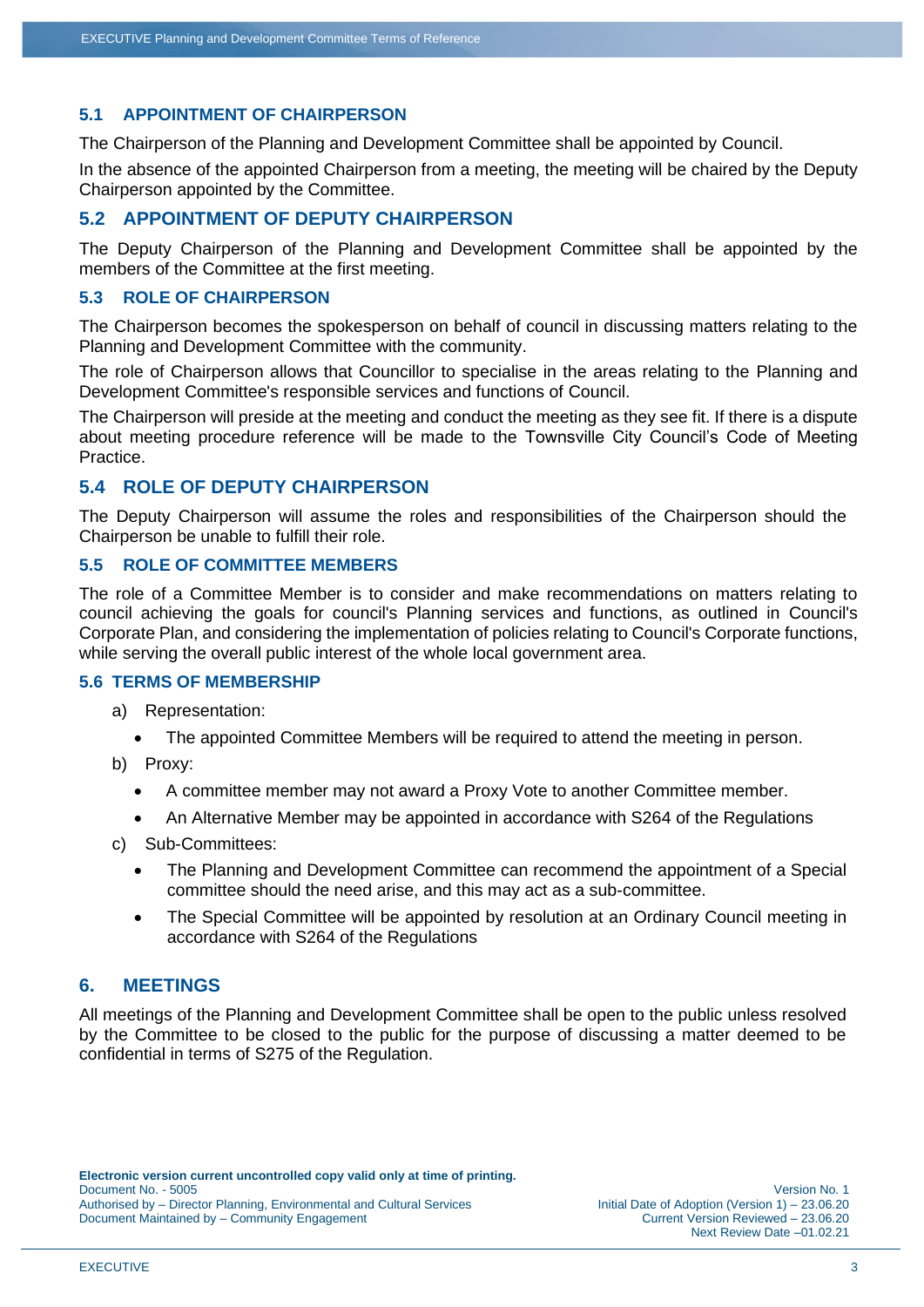### 5.1 APPOINTMENT OF CHAIRPERSON

The Chairperson of the Planning and Development Committee shall be appointed by Council.

In the absence of the appointed Chairperson from a meeting, the meeting will be chaired by the Deputy Chairperson appointed by the Committee.

### 5.2 APPOINTMENT OF DEPUTY CHAIRPERSON

The Deputy Chairperson of the Planning and Development Committee shall be appointed by the members of the Committee at the first meeting.

### 5.3 ROLE OF CHAIRPERSON

The Chairperson becomes the spokesperson on behalf of council in discussing matters relating to the Planning and Development Committee with the community.

The role of Chairperson allows that Councillor to specialise in the areas relating to the Planning and Development Committee's responsible services and functions of Council.

The Chairperson will preside at the meeting and conduct the meeting as they see fit. If there is a dispute about meeting procedure reference will be made to the Townsville City Council's Code of Meeting Practice.

### 5.4 ROLE OF DEPUTY CHAIRPERSON

The Deputy Chairperson will assume the roles and responsibilities of the Chairperson should the Chairperson be unable to fulfill their role.

### 5.5 ROLE OF COMMITTEE MEMBERS

The role of a Committee Member is to consider and make recommendations on matters relating to council achieving the goals for council's Planning services and functions, as outlined in Council's Corporate Plan, and considering the implementation of policies relating to Council's Corporate functions, while serving the overall public interest of the whole local government area.

### 5.6 TERMS OF MEMBERSHIP

a) Representation:
   - The appointed Committee Members will be required to attend the meeting in person.

b) Proxy:
   - A committee member may not award a Proxy Vote to another Committee member.
   - An Alternative Member may be appointed in accordance with S264 of the Regulations

c) Sub-Committees:
   - The Planning and Development Committee can recommend the appointment of a Special committee should the need arise, and this may act as a sub-committee.
   - The Special Committee will be appointed by resolution at an Ordinary Council meeting in accordance with S264 of the Regulations

## 6. MEETINGS

All meetings of the Planning and Development Committee shall be open to the public unless resolved by the Committee to be closed to the public for the purpose of discussing a matter deemed to be confidential in terms of S275 of the Regulation.

**Electronic version current uncontrolled copy valid only at time of printing.**
Document No. - 5005
Authorised by – Director Planning, Environmental and Cultural Services
Document Maintained by – Community Engagement

Version No. 1
Initial Date of Adoption (Version 1) – 23.06.20
Current Version Reviewed – 23.06.20
Next Review Date –01.02.21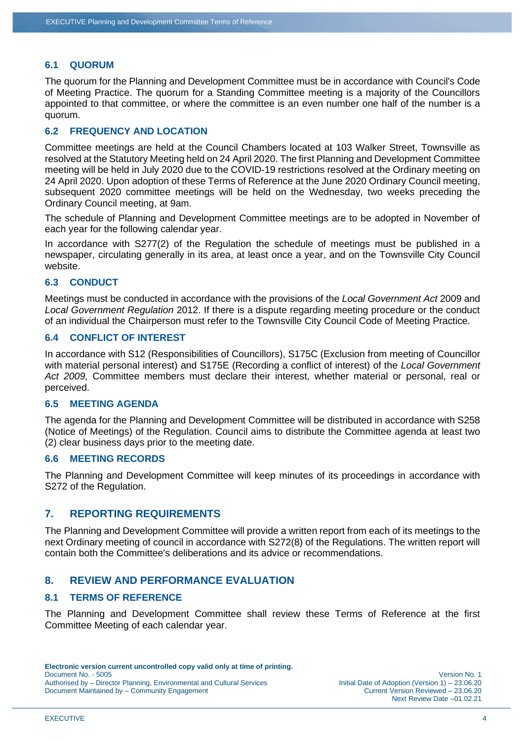### 6.1 QUORUM

The quorum for the Planning and Development Committee must be in accordance with Council's Code of Meeting Practice. The quorum for a Standing Committee meeting is a majority of the Councillors appointed to that committee, or where the committee is an even number one half of the number is a quorum.

### 6.2 FREQUENCY AND LOCATION

Committee meetings are held at the Council Chambers located at 103 Walker Street, Townsville as resolved at the Statutory Meeting held on 24 April 2020. The first Planning and Development Committee meeting will be held in July 2020 due to the COVID-19 restrictions resolved at the Ordinary meeting on 24 April 2020. Upon adoption of these Terms of Reference at the June 2020 Ordinary Council meeting, subsequent 2020 committee meetings will be held on the Wednesday, two weeks preceding the Ordinary Council meeting, at 9am.

The schedule of Planning and Development Committee meetings are to be adopted in November of each year for the following calendar year.

In accordance with S277(2) of the Regulation the schedule of meetings must be published in a newspaper, circulating generally in its area, at least once a year, and on the Townsville City Council website.

### 6.3 CONDUCT

Meetings must be conducted in accordance with the provisions of the *Local Government Act* 2009 and *Local Government Regulation* 2012. If there is a dispute regarding meeting procedure or the conduct of an individual the Chairperson must refer to the Townsville City Council Code of Meeting Practice.

### 6.4 CONFLICT OF INTEREST

In accordance with S12 (Responsibilities of Councillors), S175C (Exclusion from meeting of Councillor with material personal interest) and S175E (Recording a conflict of interest) of the *Local Government Act 2009,* Committee members must declare their interest, whether material or personal, real or perceived.

### 6.5 MEETING AGENDA

The agenda for the Planning and Development Committee will be distributed in accordance with S258 (Notice of Meetings) of the Regulation. Council aims to distribute the Committee agenda at least two (2) clear business days prior to the meeting date.

### 6.6 MEETING RECORDS

The Planning and Development Committee will keep minutes of its proceedings in accordance with S272 of the Regulation.

## 7. REPORTING REQUIREMENTS

The Planning and Development Committee will provide a written report from each of its meetings to the next Ordinary meeting of council in accordance with S272(8) of the Regulations. The written report will contain both the Committee's deliberations and its advice or recommendations.

## 8. REVIEW AND PERFORMANCE EVALUATION

### 8.1 TERMS OF REFERENCE

The Planning and Development Committee shall review these Terms of Reference at the first Committee Meeting of each calendar year.

**Electronic version current uncontrolled copy valid only at time of printing.**
Document No. - 5005
Authorised by – Director Planning, Environmental and Cultural Services
Document Maintained by – Community Engagement

Version No. 1
Initial Date of Adoption (Version 1) – 23.06.20
Current Version Reviewed – 23.06.20
Next Review Date –01.02.21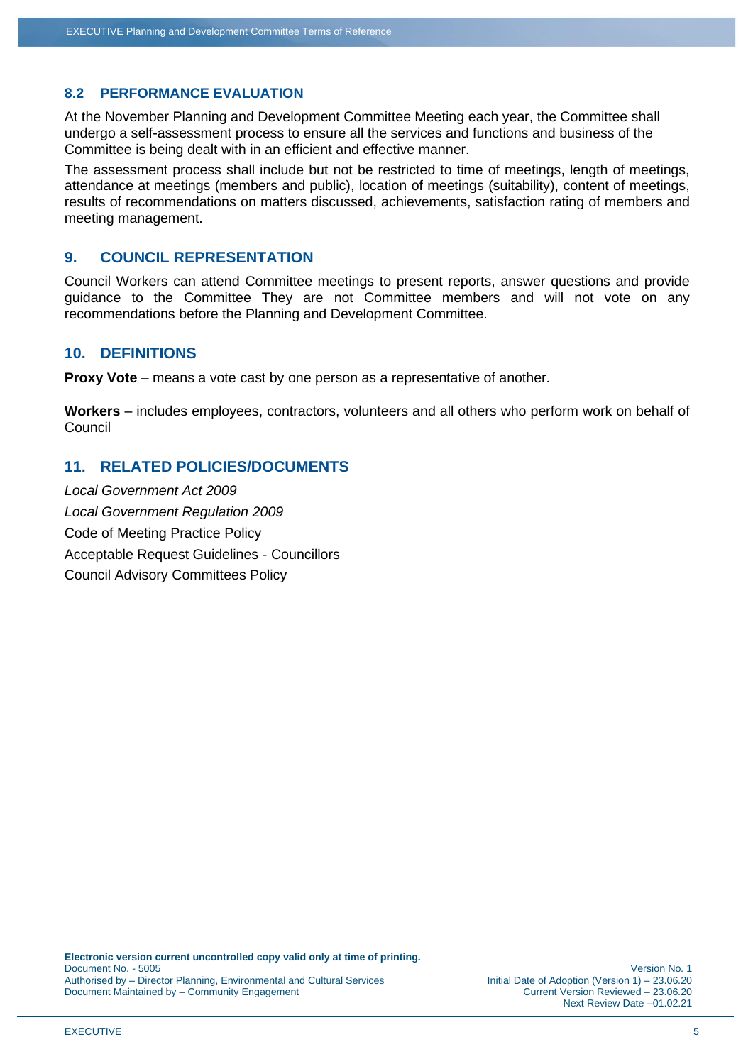### 8.2 PERFORMANCE EVALUATION

At the November Planning and Development Committee Meeting each year, the Committee shall undergo a self-assessment process to ensure all the services and functions and business of the Committee is being dealt with in an efficient and effective manner.

The assessment process shall include but not be restricted to time of meetings, length of meetings, attendance at meetings (members and public), location of meetings (suitability), content of meetings, results of recommendations on matters discussed, achievements, satisfaction rating of members and meeting management.

## 9. COUNCIL REPRESENTATION

Council Workers can attend Committee meetings to present reports, answer questions and provide guidance to the Committee They are not Committee members and will not vote on any recommendations before the Planning and Development Committee.

## 10. DEFINITIONS

**Proxy Vote** – means a vote cast by one person as a representative of another.

**Workers** – includes employees, contractors, volunteers and all others who perform work on behalf of Council

## 11. RELATED POLICIES/DOCUMENTS

*Local Government Act 2009*

*Local Government Regulation 2009*

Code of Meeting Practice Policy

Acceptable Request Guidelines - Councillors

Council Advisory Committees Policy

**Electronic version current uncontrolled copy valid only at time of printing.**
Document No. - 5005
Authorised by – Director Planning, Environmental and Cultural Services
Document Maintained by – Community Engagement

Version No. 1
Initial Date of Adoption (Version 1) – 23.06.20
Current Version Reviewed – 23.06.20
Next Review Date –01.02.21